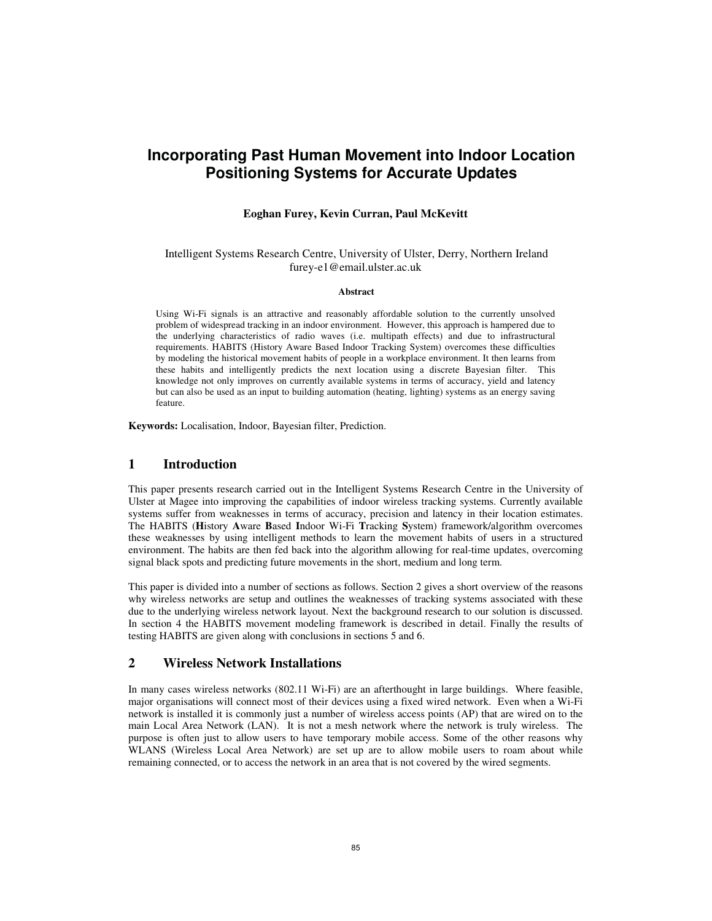# Incorporating Past Human Movement into Indoor Location Positioning Systems for Accurate Updates

**Eoghan Furey, Kevin Curran, Paul McKevitt**

Intelligent Systems Research Centre, University of Ulster, Derry, Northern Ireland
furey-e1@email.ulster.ac.uk

**Abstract**

Using Wi-Fi signals is an attractive and reasonably affordable solution to the currently unsolved problem of widespread tracking in an indoor environment. However, this approach is hampered due to the underlying characteristics of radio waves (i.e. multipath effects) and due to infrastructural requirements. HABITS (History Aware Based Indoor Tracking System) overcomes these difficulties by modeling the historical movement habits of people in a workplace environment. It then learns from these habits and intelligently predicts the next location using a discrete Bayesian filter. This knowledge not only improves on currently available systems in terms of accuracy, yield and latency but can also be used as an input to building automation (heating, lighting) systems as an energy saving feature.

**Keywords:** Localisation, Indoor, Bayesian filter, Prediction.

## 1 Introduction

This paper presents research carried out in the Intelligent Systems Research Centre in the University of Ulster at Magee into improving the capabilities of indoor wireless tracking systems. Currently available systems suffer from weaknesses in terms of accuracy, precision and latency in their location estimates. The HABITS (**H**istory **A**ware **B**ased **I**ndoor Wi-Fi **T**racking **S**ystem) framework/algorithm overcomes these weaknesses by using intelligent methods to learn the movement habits of users in a structured environment. The habits are then fed back into the algorithm allowing for real-time updates, overcoming signal black spots and predicting future movements in the short, medium and long term.

This paper is divided into a number of sections as follows. Section 2 gives a short overview of the reasons why wireless networks are setup and outlines the weaknesses of tracking systems associated with these due to the underlying wireless network layout. Next the background research to our solution is discussed. In section 4 the HABITS movement modeling framework is described in detail. Finally the results of testing HABITS are given along with conclusions in sections 5 and 6.

## 2 Wireless Network Installations

In many cases wireless networks (802.11 Wi-Fi) are an afterthought in large buildings. Where feasible, major organisations will connect most of their devices using a fixed wired network. Even when a Wi-Fi network is installed it is commonly just a number of wireless access points (AP) that are wired on to the main Local Area Network (LAN). It is not a mesh network where the network is truly wireless. The purpose is often just to allow users to have temporary mobile access. Some of the other reasons why WLANS (Wireless Local Area Network) are set up are to allow mobile users to roam about while remaining connected, or to access the network in an area that is not covered by the wired segments.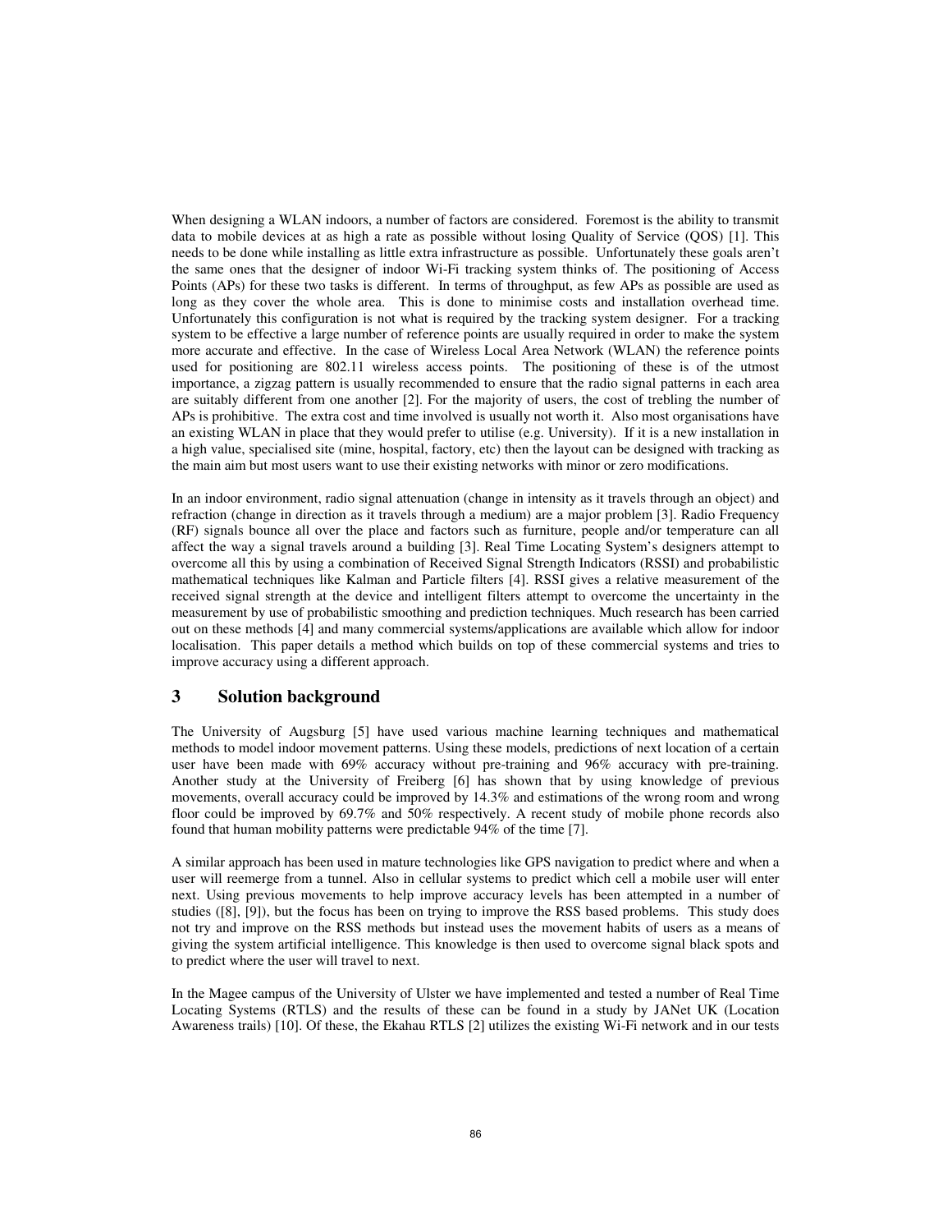When designing a WLAN indoors, a number of factors are considered. Foremost is the ability to transmit data to mobile devices at as high a rate as possible without losing Quality of Service (QOS) [1]. This needs to be done while installing as little extra infrastructure as possible. Unfortunately these goals aren't the same ones that the designer of indoor Wi-Fi tracking system thinks of. The positioning of Access Points (APs) for these two tasks is different. In terms of throughput, as few APs as possible are used as long as they cover the whole area. This is done to minimise costs and installation overhead time. Unfortunately this configuration is not what is required by the tracking system designer. For a tracking system to be effective a large number of reference points are usually required in order to make the system more accurate and effective. In the case of Wireless Local Area Network (WLAN) the reference points used for positioning are 802.11 wireless access points. The positioning of these is of the utmost importance, a zigzag pattern is usually recommended to ensure that the radio signal patterns in each area are suitably different from one another [2]. For the majority of users, the cost of trebling the number of APs is prohibitive. The extra cost and time involved is usually not worth it. Also most organisations have an existing WLAN in place that they would prefer to utilise (e.g. University). If it is a new installation in a high value, specialised site (mine, hospital, factory, etc) then the layout can be designed with tracking as the main aim but most users want to use their existing networks with minor or zero modifications.

In an indoor environment, radio signal attenuation (change in intensity as it travels through an object) and refraction (change in direction as it travels through a medium) are a major problem [3]. Radio Frequency (RF) signals bounce all over the place and factors such as furniture, people and/or temperature can all affect the way a signal travels around a building [3]. Real Time Locating System's designers attempt to overcome all this by using a combination of Received Signal Strength Indicators (RSSI) and probabilistic mathematical techniques like Kalman and Particle filters [4]. RSSI gives a relative measurement of the received signal strength at the device and intelligent filters attempt to overcome the uncertainty in the measurement by use of probabilistic smoothing and prediction techniques. Much research has been carried out on these methods [4] and many commercial systems/applications are available which allow for indoor localisation. This paper details a method which builds on top of these commercial systems and tries to improve accuracy using a different approach.

## 3 Solution background

The University of Augsburg [5] have used various machine learning techniques and mathematical methods to model indoor movement patterns. Using these models, predictions of next location of a certain user have been made with 69% accuracy without pre-training and 96% accuracy with pre-training. Another study at the University of Freiberg [6] has shown that by using knowledge of previous movements, overall accuracy could be improved by 14.3% and estimations of the wrong room and wrong floor could be improved by 69.7% and 50% respectively. A recent study of mobile phone records also found that human mobility patterns were predictable 94% of the time [7].

A similar approach has been used in mature technologies like GPS navigation to predict where and when a user will reemerge from a tunnel. Also in cellular systems to predict which cell a mobile user will enter next. Using previous movements to help improve accuracy levels has been attempted in a number of studies ([8], [9]), but the focus has been on trying to improve the RSS based problems. This study does not try and improve on the RSS methods but instead uses the movement habits of users as a means of giving the system artificial intelligence. This knowledge is then used to overcome signal black spots and to predict where the user will travel to next.

In the Magee campus of the University of Ulster we have implemented and tested a number of Real Time Locating Systems (RTLS) and the results of these can be found in a study by JANet UK (Location Awareness trails) [10]. Of these, the Ekahau RTLS [2] utilizes the existing Wi-Fi network and in our tests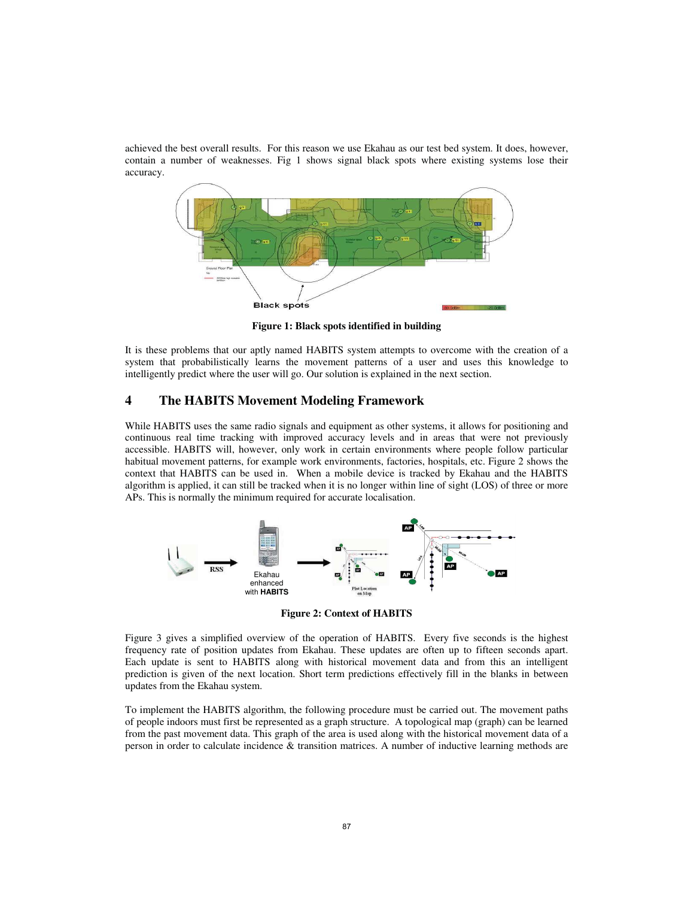achieved the best overall results. For this reason we use Ekahau as our test bed system. It does, however, contain a number of weaknesses. Fig 1 shows signal black spots where existing systems lose their accuracy.

**Figure 1: Black spots identified in building**

It is these problems that our aptly named HABITS system attempts to overcome with the creation of a system that probabilistically learns the movement patterns of a user and uses this knowledge to intelligently predict where the user will go. Our solution is explained in the next section.

## 4 The HABITS Movement Modeling Framework

While HABITS uses the same radio signals and equipment as other systems, it allows for positioning and continuous real time tracking with improved accuracy levels and in areas that were not previously accessible. HABITS will, however, only work in certain environments where people follow particular habitual movement patterns, for example work environments, factories, hospitals, etc. Figure 2 shows the context that HABITS can be used in. When a mobile device is tracked by Ekahau and the HABITS algorithm is applied, it can still be tracked when it is no longer within line of sight (LOS) of three or more APs. This is normally the minimum required for accurate localisation.

**Figure 2: Context of HABITS**

Figure 3 gives a simplified overview of the operation of HABITS. Every five seconds is the highest frequency rate of position updates from Ekahau. These updates are often up to fifteen seconds apart. Each update is sent to HABITS along with historical movement data and from this an intelligent prediction is given of the next location. Short term predictions effectively fill in the blanks in between updates from the Ekahau system.

To implement the HABITS algorithm, the following procedure must be carried out. The movement paths of people indoors must first be represented as a graph structure. A topological map (graph) can be learned from the past movement data. This graph of the area is used along with the historical movement data of a person in order to calculate incidence & transition matrices. A number of inductive learning methods are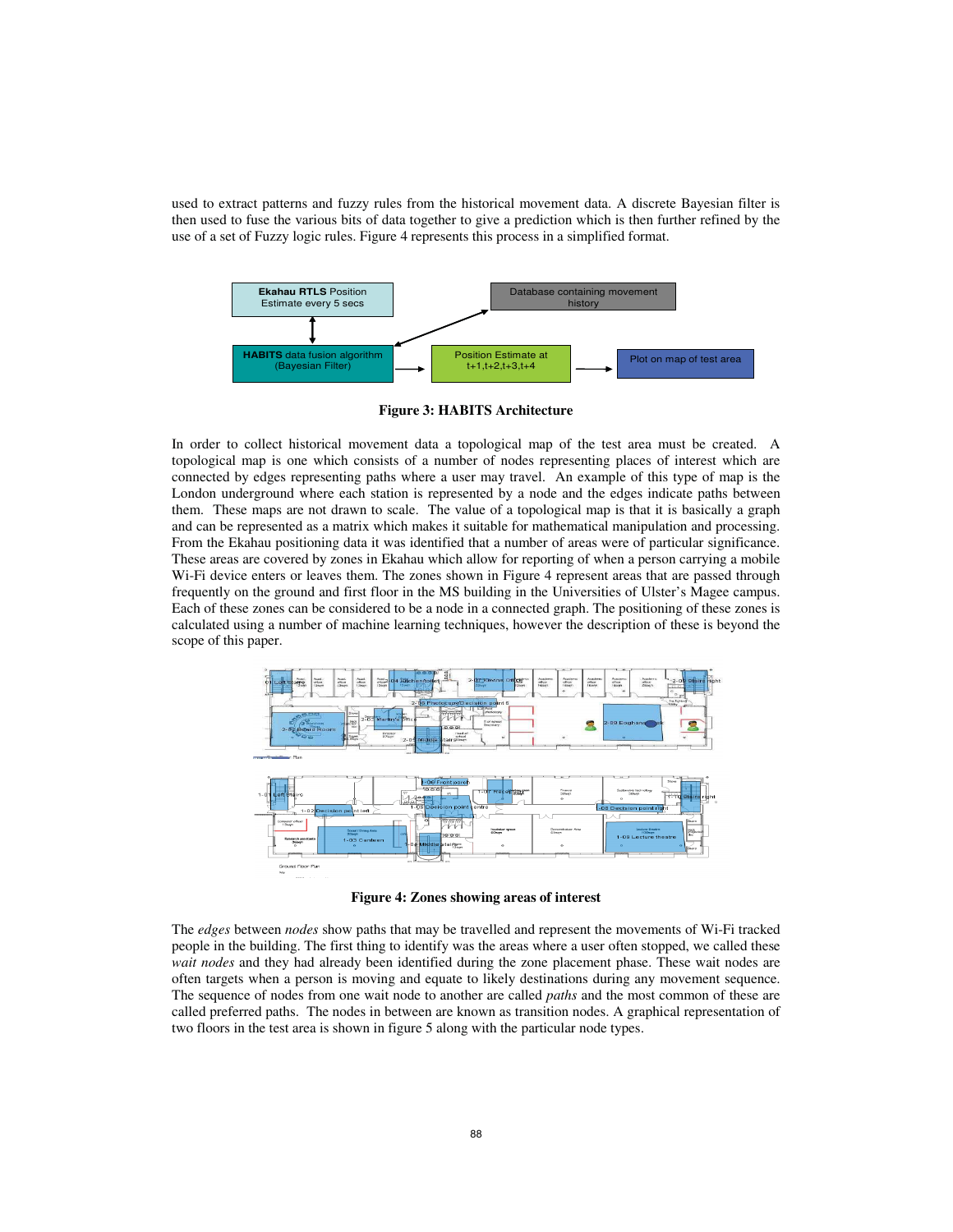used to extract patterns and fuzzy rules from the historical movement data. A discrete Bayesian filter is then used to fuse the various bits of data together to give a prediction which is then further refined by the use of a set of Fuzzy logic rules. Figure 4 represents this process in a simplified format.

**Figure 3: HABITS Architecture**

In order to collect historical movement data a topological map of the test area must be created. A topological map is one which consists of a number of nodes representing places of interest which are connected by edges representing paths where a user may travel. An example of this type of map is the London underground where each station is represented by a node and the edges indicate paths between them. These maps are not drawn to scale. The value of a topological map is that it is basically a graph and can be represented as a matrix which makes it suitable for mathematical manipulation and processing. From the Ekahau positioning data it was identified that a number of areas were of particular significance. These areas are covered by zones in Ekahau which allow for reporting of when a person carrying a mobile Wi-Fi device enters or leaves them. The zones shown in Figure 4 represent areas that are passed through frequently on the ground and first floor in the MS building in the Universities of Ulster's Magee campus. Each of these zones can be considered to be a node in a connected graph. The positioning of these zones is calculated using a number of machine learning techniques, however the description of these is beyond the scope of this paper.

**Figure 4: Zones showing areas of interest**

The *edges* between *nodes* show paths that may be travelled and represent the movements of Wi-Fi tracked people in the building. The first thing to identify was the areas where a user often stopped, we called these *wait nodes* and they had already been identified during the zone placement phase. These wait nodes are often targets when a person is moving and equate to likely destinations during any movement sequence. The sequence of nodes from one wait node to another are called *paths* and the most common of these are called preferred paths. The nodes in between are known as transition nodes. A graphical representation of two floors in the test area is shown in figure 5 along with the particular node types.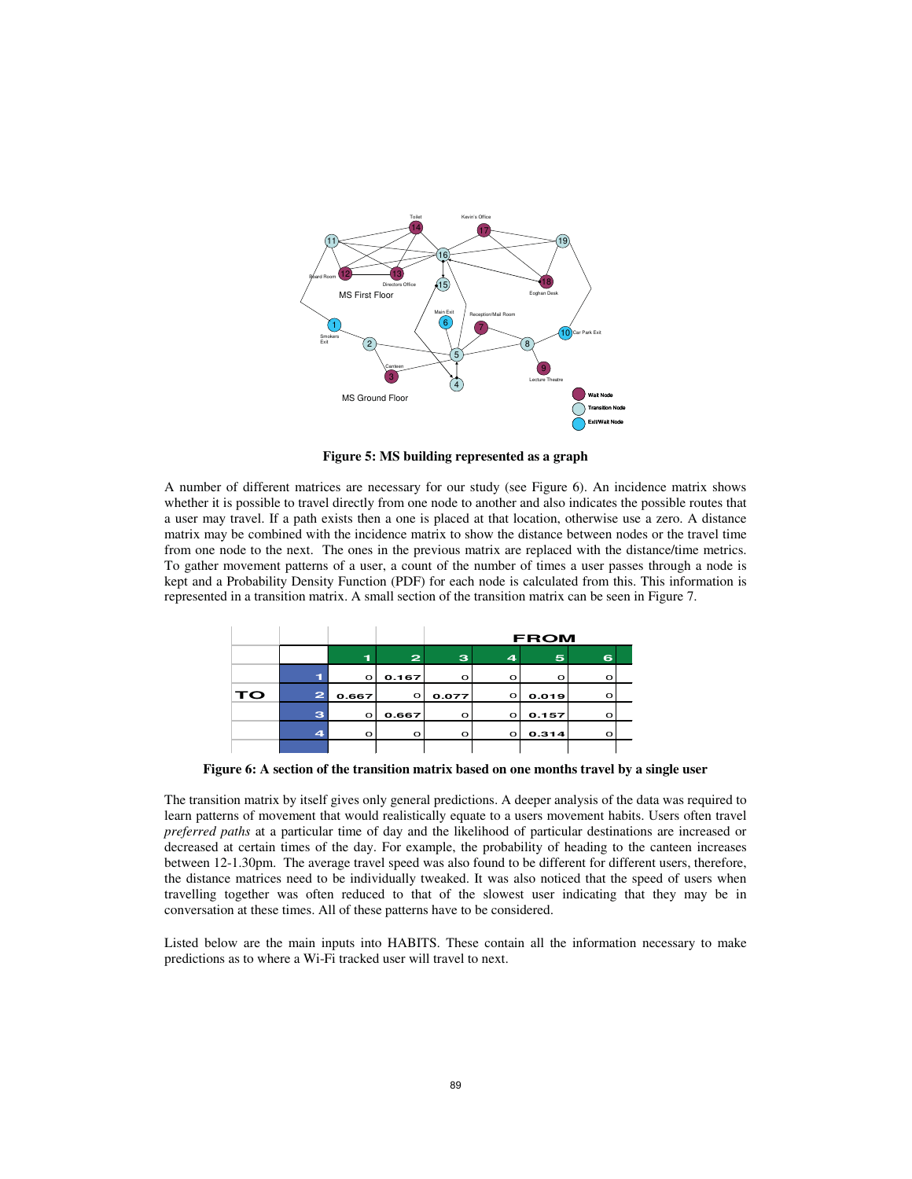**Figure 5: MS building represented as a graph**

A number of different matrices are necessary for our study (see Figure 6). An incidence matrix shows whether it is possible to travel directly from one node to another and also indicates the possible routes that a user may travel. If a path exists then a one is placed at that location, otherwise use a zero. A distance matrix may be combined with the incidence matrix to show the distance between nodes or the travel time from one node to the next. The ones in the previous matrix are replaced with the distance/time metrics. To gather movement patterns of a user, a count of the number of times a user passes through a node is kept and a Probability Density Function (PDF) for each node is calculated from this. This information is represented in a transition matrix. A small section of the transition matrix can be seen in Figure 7.

| | | FROM | | | | | |
|---|---|---|---|---|---|---|---|
| | | 1 | 2 | 3 | 4 | 5 | 6 |
| TO | 1 | 0 | 0.167 | 0 | 0 | 0 | 0 |
| | 2 | 0.667 | 0 | 0.077 | 0 | 0.019 | 0 |
| | 3 | 0 | 0.667 | 0 | 0 | 0.157 | 0 |
| | 4 | 0 | 0 | 0 | 0 | 0.314 | 0 |

**Figure 6: A section of the transition matrix based on one months travel by a single user**

The transition matrix by itself gives only general predictions. A deeper analysis of the data was required to learn patterns of movement that would realistically equate to a users movement habits. Users often travel *preferred paths* at a particular time of day and the likelihood of particular destinations are increased or decreased at certain times of the day. For example, the probability of heading to the canteen increases between 12-1.30pm. The average travel speed was also found to be different for different users, therefore, the distance matrices need to be individually tweaked. It was also noticed that the speed of users when travelling together was often reduced to that of the slowest user indicating that they may be in conversation at these times. All of these patterns have to be considered.

Listed below are the main inputs into HABITS. These contain all the information necessary to make predictions as to where a Wi-Fi tracked user will travel to next.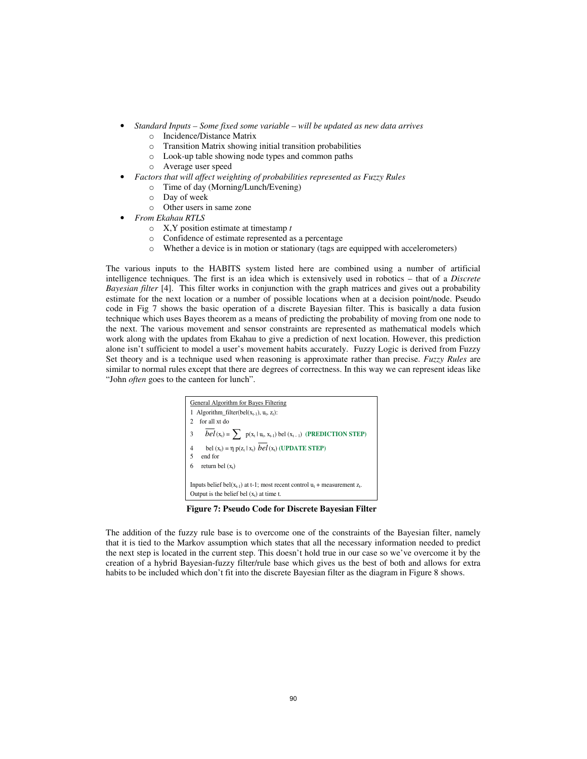- *Standard Inputs – Some fixed some variable – will be updated as new data arrives*
  - Incidence/Distance Matrix
  - Transition Matrix showing initial transition probabilities
  - Look-up table showing node types and common paths
  - Average user speed
- *Factors that will affect weighting of probabilities represented as Fuzzy Rules*
  - Time of day (Morning/Lunch/Evening)
  - Day of week
  - Other users in same zone
- *From Ekahau RTLS*
  - X,Y position estimate at timestamp *t*
  - Confidence of estimate represented as a percentage
  - Whether a device is in motion or stationary (tags are equipped with accelerometers)

The various inputs to the HABITS system listed here are combined using a number of artificial intelligence techniques. The first is an idea which is extensively used in robotics – that of a *Discrete Bayesian filter* [4]. This filter works in conjunction with the graph matrices and gives out a probability estimate for the next location or a number of possible locations when at a decision point/node. Pseudo code in Fig 7 shows the basic operation of a discrete Bayesian filter. This is basically a data fusion technique which uses Bayes theorem as a means of predicting the probability of moving from one node to the next. The various movement and sensor constraints are represented as mathematical models which work along with the updates from Ekahau to give a prediction of next location. However, this prediction alone isn't sufficient to model a user's movement habits accurately. Fuzzy Logic is derived from Fuzzy Set theory and is a technique used when reasoning is approximate rather than precise. *Fuzzy Rules* are similar to normal rules except that there are degrees of correctness. In this way we can represent ideas like "John *often* goes to the canteen for lunch".

General Algorithm for Bayes Filtering

1 Algorithm_filter($bel(x_{t-1})$, $u_t$, $z_t$):
2 for all xt do
3 $\overline{bel}(x_t) = \sum p(x_t \mid u_t, x_{t-1})\, bel(x_{t-1})$ **(PREDICTION STEP)**
4 $bel(x_t) = \eta\, p(z_t \mid x_t)\, \overline{bel}(x_t)$ **(UPDATE STEP)**
5 end for
6 return $bel(x_t)$

Inputs belief $bel(x_{t-1})$ at t-1; most recent control $u_t$ + measurement $z_t$.
Output is the belief $bel(x_t)$ at time t.

**Figure 7: Pseudo Code for Discrete Bayesian Filter**

The addition of the fuzzy rule base is to overcome one of the constraints of the Bayesian filter, namely that it is tied to the Markov assumption which states that all the necessary information needed to predict the next step is located in the current step. This doesn't hold true in our case so we've overcome it by the creation of a hybrid Bayesian-fuzzy filter/rule base which gives us the best of both and allows for extra habits to be included which don't fit into the discrete Bayesian filter as the diagram in Figure 8 shows.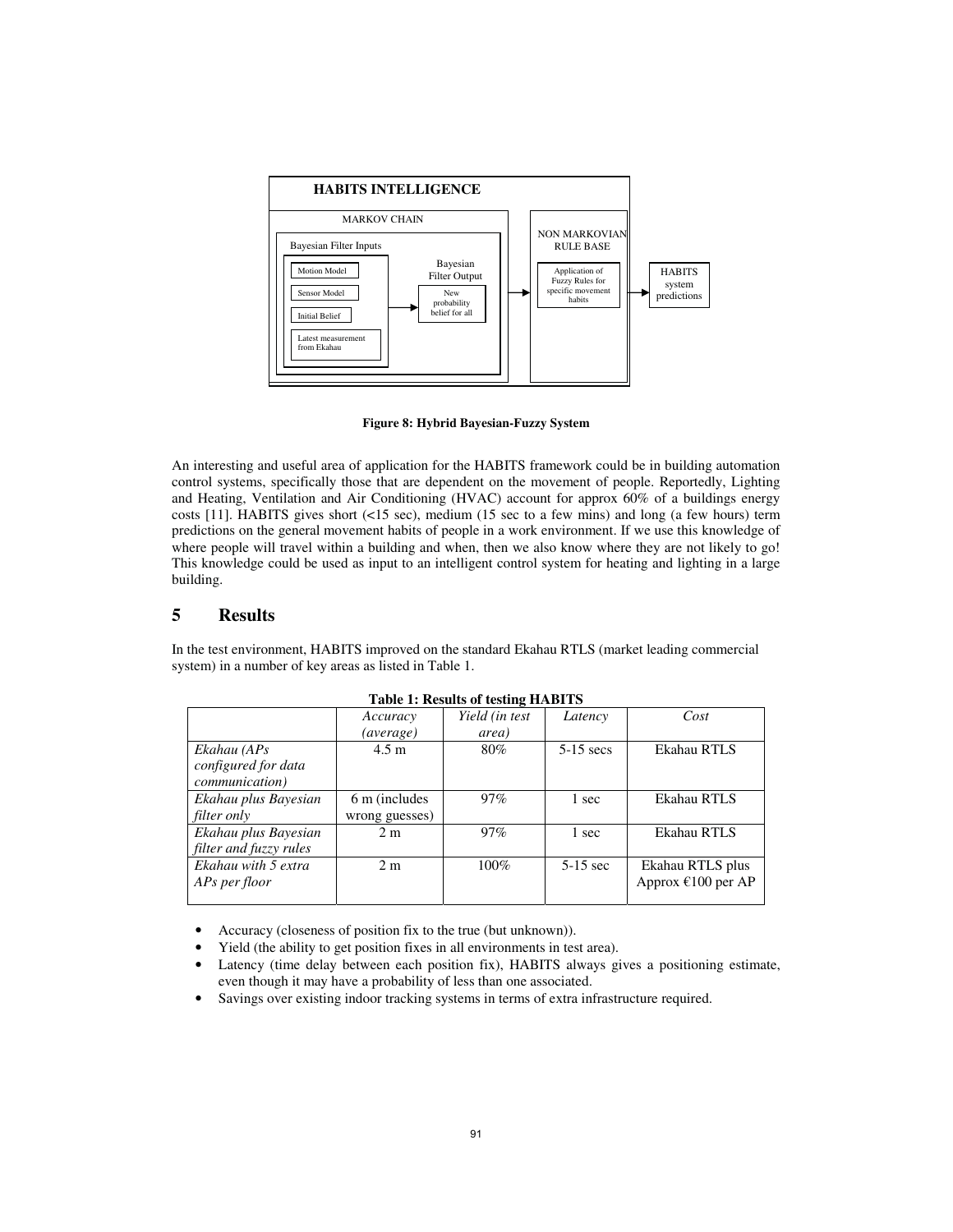HABITS INTELLIGENCE

MARKOV CHAIN

Bayesian Filter Inputs

Motion Model

Sensor Model

Initial Belief

Latest measurement from Ekahau

Bayesian Filter Output

New probability belief for all

NON MARKOVIAN RULE BASE

Application of Fuzzy Rules for specific movement habits

HABITS system predictions

**Figure 8: Hybrid Bayesian-Fuzzy System**

An interesting and useful area of application for the HABITS framework could be in building automation control systems, specifically those that are dependent on the movement of people. Reportedly, Lighting and Heating, Ventilation and Air Conditioning (HVAC) account for approx 60% of a buildings energy costs [11]. HABITS gives short (<15 sec), medium (15 sec to a few mins) and long (a few hours) term predictions on the general movement habits of people in a work environment. If we use this knowledge of where people will travel within a building and when, then we also know where they are not likely to go! This knowledge could be used as input to an intelligent control system for heating and lighting in a large building.

# 5 Results

In the test environment, HABITS improved on the standard Ekahau RTLS (market leading commercial system) in a number of key areas as listed in Table 1.

**Table 1: Results of testing HABITS**

| | *Accuracy (average)* | *Yield (in test area)* | *Latency* | *Cost* |
|---|---|---|---|---|
| *Ekahau (APs configured for data communication)* | 4.5 m | 80% | 5-15 secs | Ekahau RTLS |
| *Ekahau plus Bayesian filter only* | 6 m (includes wrong guesses) | 97% | 1 sec | Ekahau RTLS |
| *Ekahau plus Bayesian filter and fuzzy rules* | 2 m | 97% | 1 sec | Ekahau RTLS |
| *Ekahau with 5 extra APs per floor* | 2 m | 100% | 5-15 sec | Ekahau RTLS plus Approx €100 per AP |

- Accuracy (closeness of position fix to the true (but unknown)).
- Yield (the ability to get position fixes in all environments in test area).
- Latency (time delay between each position fix), HABITS always gives a positioning estimate, even though it may have a probability of less than one associated.
- Savings over existing indoor tracking systems in terms of extra infrastructure required.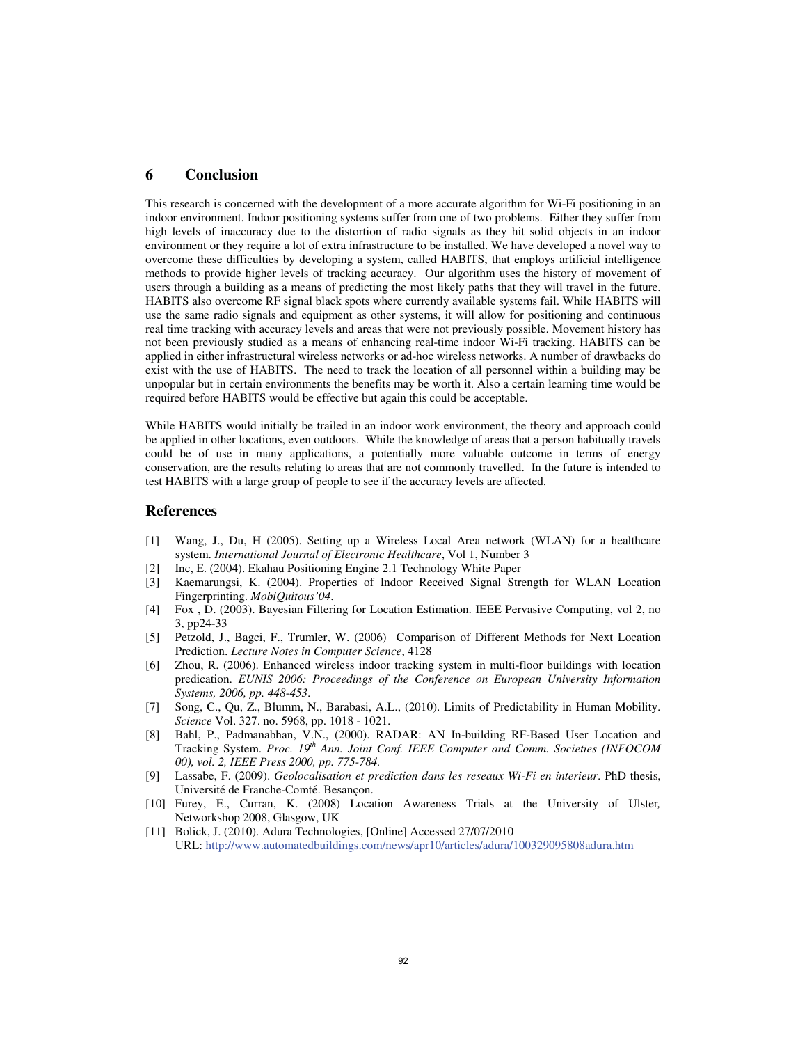## 6 Conclusion

This research is concerned with the development of a more accurate algorithm for Wi-Fi positioning in an indoor environment. Indoor positioning systems suffer from one of two problems. Either they suffer from high levels of inaccuracy due to the distortion of radio signals as they hit solid objects in an indoor environment or they require a lot of extra infrastructure to be installed. We have developed a novel way to overcome these difficulties by developing a system, called HABITS, that employs artificial intelligence methods to provide higher levels of tracking accuracy. Our algorithm uses the history of movement of users through a building as a means of predicting the most likely paths that they will travel in the future. HABITS also overcome RF signal black spots where currently available systems fail. While HABITS will use the same radio signals and equipment as other systems, it will allow for positioning and continuous real time tracking with accuracy levels and areas that were not previously possible. Movement history has not been previously studied as a means of enhancing real-time indoor Wi-Fi tracking. HABITS can be applied in either infrastructural wireless networks or ad-hoc wireless networks. A number of drawbacks do exist with the use of HABITS. The need to track the location of all personnel within a building may be unpopular but in certain environments the benefits may be worth it. Also a certain learning time would be required before HABITS would be effective but again this could be acceptable.

While HABITS would initially be trailed in an indoor work environment, the theory and approach could be applied in other locations, even outdoors. While the knowledge of areas that a person habitually travels could be of use in many applications, a potentially more valuable outcome in terms of energy conservation, are the results relating to areas that are not commonly travelled. In the future is intended to test HABITS with a large group of people to see if the accuracy levels are affected.

## References

[1] Wang, J., Du, H (2005). Setting up a Wireless Local Area network (WLAN) for a healthcare system. *International Journal of Electronic Healthcare*, Vol 1, Number 3

[2] Inc, E. (2004). Ekahau Positioning Engine 2.1 Technology White Paper

[3] Kaemarungsi, K. (2004). Properties of Indoor Received Signal Strength for WLAN Location Fingerprinting. *MobiQuitous'04*.

[4] Fox , D. (2003). Bayesian Filtering for Location Estimation. IEEE Pervasive Computing, vol 2, no 3, pp24-33

[5] Petzold, J., Bagci, F., Trumler, W. (2006) Comparison of Different Methods for Next Location Prediction. *Lecture Notes in Computer Science*, 4128

[6] Zhou, R. (2006). Enhanced wireless indoor tracking system in multi-floor buildings with location predication. *EUNIS 2006: Proceedings of the Conference on European University Information Systems, 2006, pp. 448-453*.

[7] Song, C., Qu, Z., Blumm, N., Barabasi, A.L., (2010). Limits of Predictability in Human Mobility. *Science* Vol. 327. no. 5968, pp. 1018 - 1021.

[8] Bahl, P., Padmanabhan, V.N., (2000). RADAR: AN In-building RF-Based User Location and Tracking System. *Proc. 19th Ann. Joint Conf. IEEE Computer and Comm. Societies (INFOCOM 00), vol. 2, IEEE Press 2000, pp. 775-784.*

[9] Lassabe, F. (2009). *Geolocalisation et prediction dans les reseaux Wi-Fi en interieur*. PhD thesis, Université de Franche-Comté. Besançon.

[10] Furey, E., Curran, K. (2008) Location Awareness Trials at the University of Ulster*,* Networkshop 2008, Glasgow, UK

[11] Bolick, J. (2010). Adura Technologies, [Online] Accessed 27/07/2010 URL: http://www.automatedbuildings.com/news/apr10/articles/adura/100329095808adura.htm